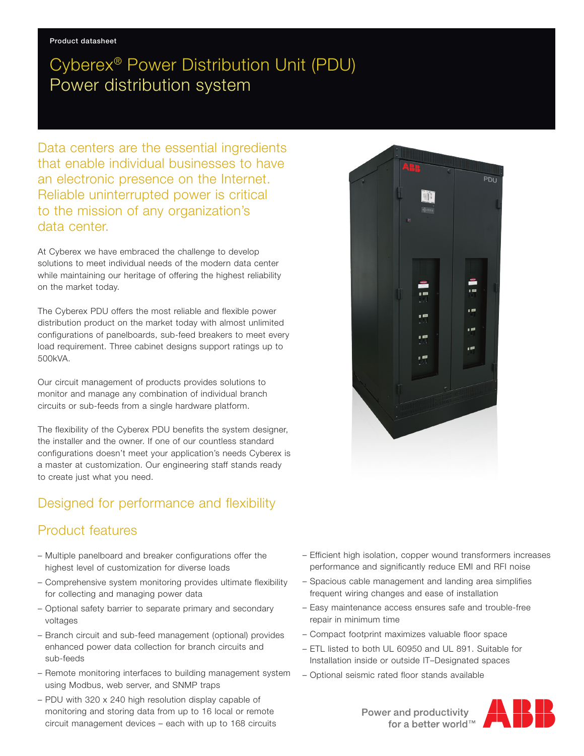Product datasheet

# Cyberex® Power Distribution Unit (PDU) Power distribution system

## Data centers are the essential ingredients that enable individual businesses to have an electronic presence on the Internet. Reliable uninterrupted power is critical to the mission of any organization's data center.

At Cyberex we have embraced the challenge to develop solutions to meet individual needs of the modern data center while maintaining our heritage of offering the highest reliability on the market today.

The Cyberex PDU offers the most reliable and flexible power distribution product on the market today with almost unlimited configurations of panelboards, sub-feed breakers to meet every load requirement. Three cabinet designs support ratings up to 500kVA.

Our circuit management of products provides solutions to monitor and manage any combination of individual branch circuits or sub-feeds from a single hardware platform.

The flexibility of the Cyberex PDU benefits the system designer, the installer and the owner. If one of our countless standard configurations doesn't meet your application's needs Cyberex is a master at customization. Our engineering staff stands ready to create just what you need.

## Designed for performance and flexibility

## Product features

- Multiple panelboard and breaker configurations offer the highest level of customization for diverse loads
- Comprehensive system monitoring provides ultimate flexibility for collecting and managing power data
- Optional safety barrier to separate primary and secondary voltages
- Branch circuit and sub-feed management (optional) provides enhanced power data collection for branch circuits and sub-feeds
- Remote monitoring interfaces to building management system using Modbus, web server, and SNMP traps
- PDU with 320 x 240 high resolution display capable of monitoring and storing data from up to 16 local or remote circuit management devices – each with up to 168 circuits
- Efficient high isolation, copper wound transformers increases performance and significantly reduce EMI and RFI noise
- Spacious cable management and landing area simplifies frequent wiring changes and ease of installation
- Easy maintenance access ensures safe and trouble-free repair in minimum time
- Compact footprint maximizes valuable floor space
- ETL listed to both UL 60950 and UL 891. Suitable for Installation inside or outside IT–Designated spaces
- Optional seismic rated floor stands available

Power and productivity for a better world™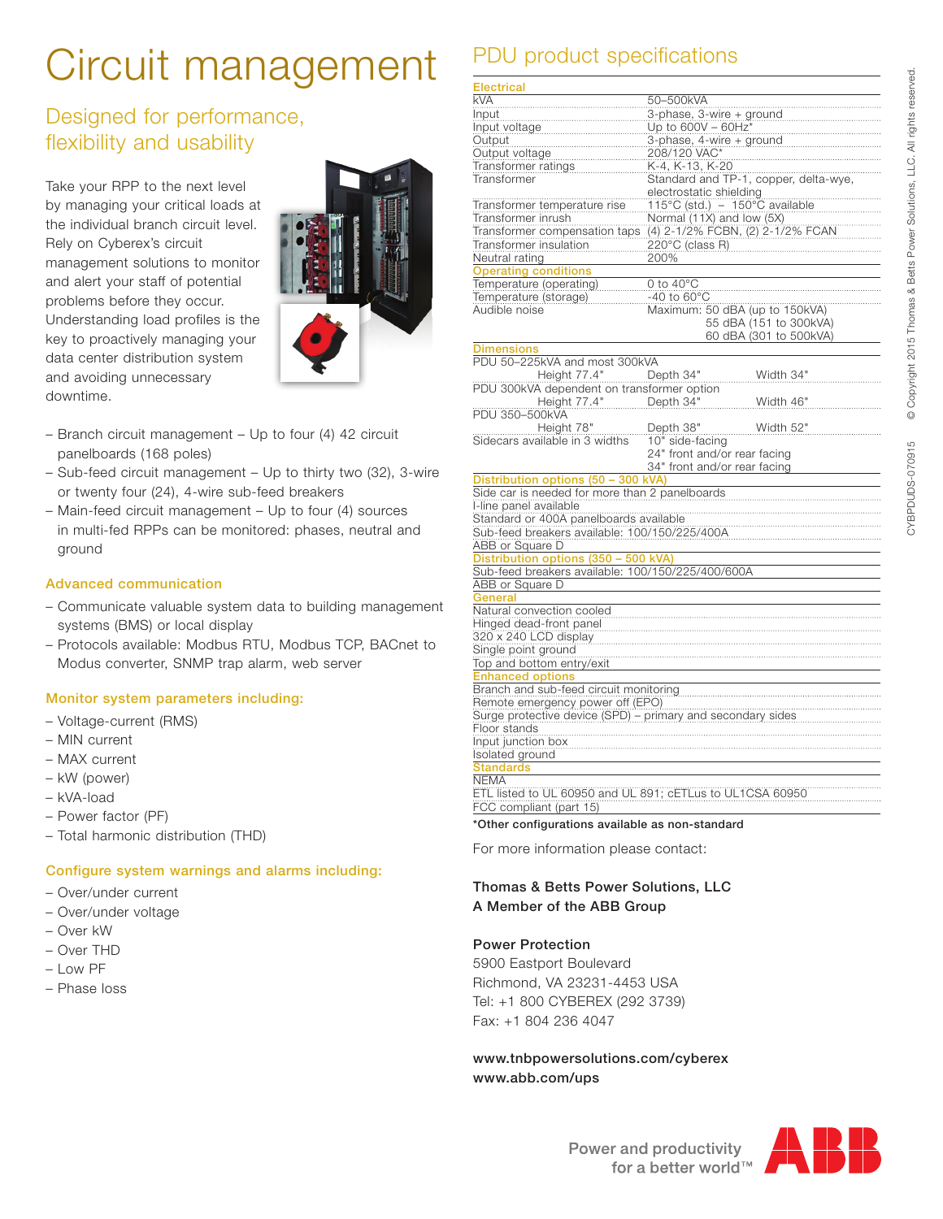# Circuit management

## Designed for performance, flexibility and usability

Take your RPP to the next level by managing your critical loads at the individual branch circuit level. Rely on Cyberex's circuit management solutions to monitor and alert your staff of potential problems before they occur. Understanding load profiles is the key to proactively managing your data center distribution system and avoiding unnecessary downtime.

- Branch circuit management – Up to four (4) 42 circuit panelboards (168 poles)
- Sub-feed circuit management – Up to thirty two (32), 3-wire or twenty four (24), 4-wire sub-feed breakers
- Main-feed circuit management – Up to four (4) sources in multi-fed RPPs can be monitored: phases, neutral and ground

### Advanced communication

- Communicate valuable system data to building management systems (BMS) or local display
- Protocols available: Modbus RTU, Modbus TCP, BACnet to Modus converter, SNMP trap alarm, web server

### Monitor system parameters including:

- Voltage-current (RMS)
- MIN current
- MAX current
- kW (power)
- kVA-load
- Power factor (PF)
- Total harmonic distribution (THD)

### Configure system warnings and alarms including:

- Over/under current
- Over/under voltage
- Over kW
- Over THD
- Low PF
- Phase loss

## PDU product specifications

| | | |
|---|---|---|
| **Electrical** | | |
| kVA | 50–500kVA | |
| Input | 3-phase, 3-wire + ground | |
| Input voltage | Up to 600V – 60Hz* | |
| Output | 3-phase, 4-wire + ground | |
| Output voltage | 208/120 VAC* | |
| Transformer ratings | K-4, K-13, K-20 | |
| Transformer | Standard and TP-1, copper, delta-wye, electrostatic shielding | |
| Transformer temperature rise | 115°C (std.) – 150°C available | |
| Transformer inrush | Normal (11X) and low (5X) | |
| Transformer compensation taps | (4) 2-1/2% FCBN, (2) 2-1/2% FCAN | |
| Transformer insulation | 220°C (class R) | |
| Neutral rating | 200% | |
| **Operating conditions** | | |
| Temperature (operating) | 0 to 40°C | |
| Temperature (storage) | -40 to 60°C | |
| Audible noise | Maximum: 50 dBA (up to 150kVA)<br>55 dBA (151 to 300kVA)<br>60 dBA (301 to 500kVA) | |
| **Dimensions** | | |
| PDU 50–225kVA and most 300kVA | | |
| Height 77.4" | Depth 34" | Width 34" |
| PDU 300kVA dependent on transformer option | | |
| Height 77.4" | Depth 34" | Width 46" |
| PDU 350–500kVA | | |
| Height 78" | Depth 38" | Width 52" |
| Sidecars available in 3 widths | 10" side-facing<br>24" front and/or rear facing<br>34" front and/or rear facing | |
| **Distribution options (50 – 300 kVA)** | | |
| Side car is needed for more than 2 panelboards | | |
| I-line panel available | | |
| Standard or 400A panelboards available | | |
| Sub-feed breakers available: 100/150/225/400A | | |
| ABB or Square D | | |
| **Distribution options (350 – 500 kVA)** | | |
| Sub-feed breakers available: 100/150/225/400/600A | | |
| ABB or Square D | | |
| **General** | | |
| Natural convection cooled | | |
| Hinged dead-front panel | | |
| 320 x 240 LCD display | | |
| Single point ground | | |
| Top and bottom entry/exit | | |
| **Enhanced options** | | |
| Branch and sub-feed circuit monitoring | | |
| Remote emergency power off (EPO) | | |
| Surge protective device (SPD) – primary and secondary sides | | |
| Floor stands | | |
| Input junction box | | |
| Isolated ground | | |
| **Standards** | | |
| NEMA | | |
| ETL listed to UL 60950 and UL 891; cETLus to UL1CSA 60950 | | |
| FCC compliant (part 15) | | |

**\*Other configurations available as non-standard**

For more information please contact:

**Thomas & Betts Power Solutions, LLC**
**A Member of the ABB Group**

**Power Protection**
5900 Eastport Boulevard
Richmond, VA 23231-4453 USA
Tel: +1 800 CYBEREX (292 3739)
Fax: +1 804 236 4047

**www.tnbpowersolutions.com/cyberex**
**www.abb.com/ups**

Power and productivity for a better world™

CYBPDUDS-070915 © Copyright 2015 Thomas & Betts Power Solutions, LLC. All rights reserved.